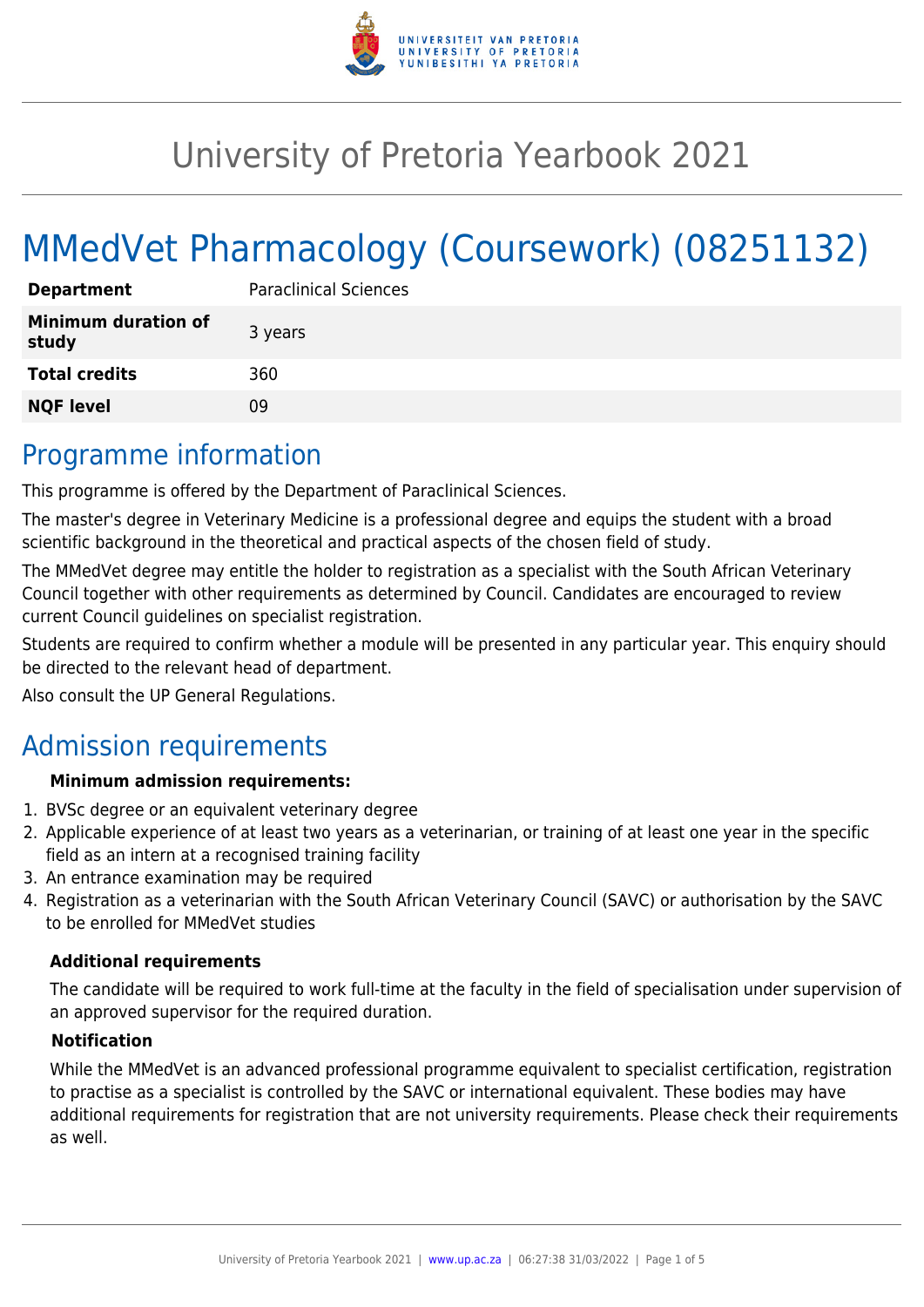# University of Pretoria Yearbook 2021

# MMedVet Pharmacology (Coursework) (08251132)

| | |
|---|---|
| **Department** | Paraclinical Sciences |
| **Minimum duration of study** | 3 years |
| **Total credits** | 360 |
| **NQF level** | 09 |

## Programme information

This programme is offered by the Department of Paraclinical Sciences.

The master's degree in Veterinary Medicine is a professional degree and equips the student with a broad scientific background in the theoretical and practical aspects of the chosen field of study.

The MMedVet degree may entitle the holder to registration as a specialist with the South African Veterinary Council together with other requirements as determined by Council. Candidates are encouraged to review current Council guidelines on specialist registration.

Students are required to confirm whether a module will be presented in any particular year. This enquiry should be directed to the relevant head of department.

Also consult the UP General Regulations.

## Admission requirements

**Minimum admission requirements:**

1. BVSc degree or an equivalent veterinary degree
2. Applicable experience of at least two years as a veterinarian, or training of at least one year in the specific field as an intern at a recognised training facility
3. An entrance examination may be required
4. Registration as a veterinarian with the South African Veterinary Council (SAVC) or authorisation by the SAVC to be enrolled for MMedVet studies

**Additional requirements**

The candidate will be required to work full-time at the faculty in the field of specialisation under supervision of an approved supervisor for the required duration.

**Notification**

While the MMedVet is an advanced professional programme equivalent to specialist certification, registration to practise as a specialist is controlled by the SAVC or international equivalent. These bodies may have additional requirements for registration that are not university requirements. Please check their requirements as well.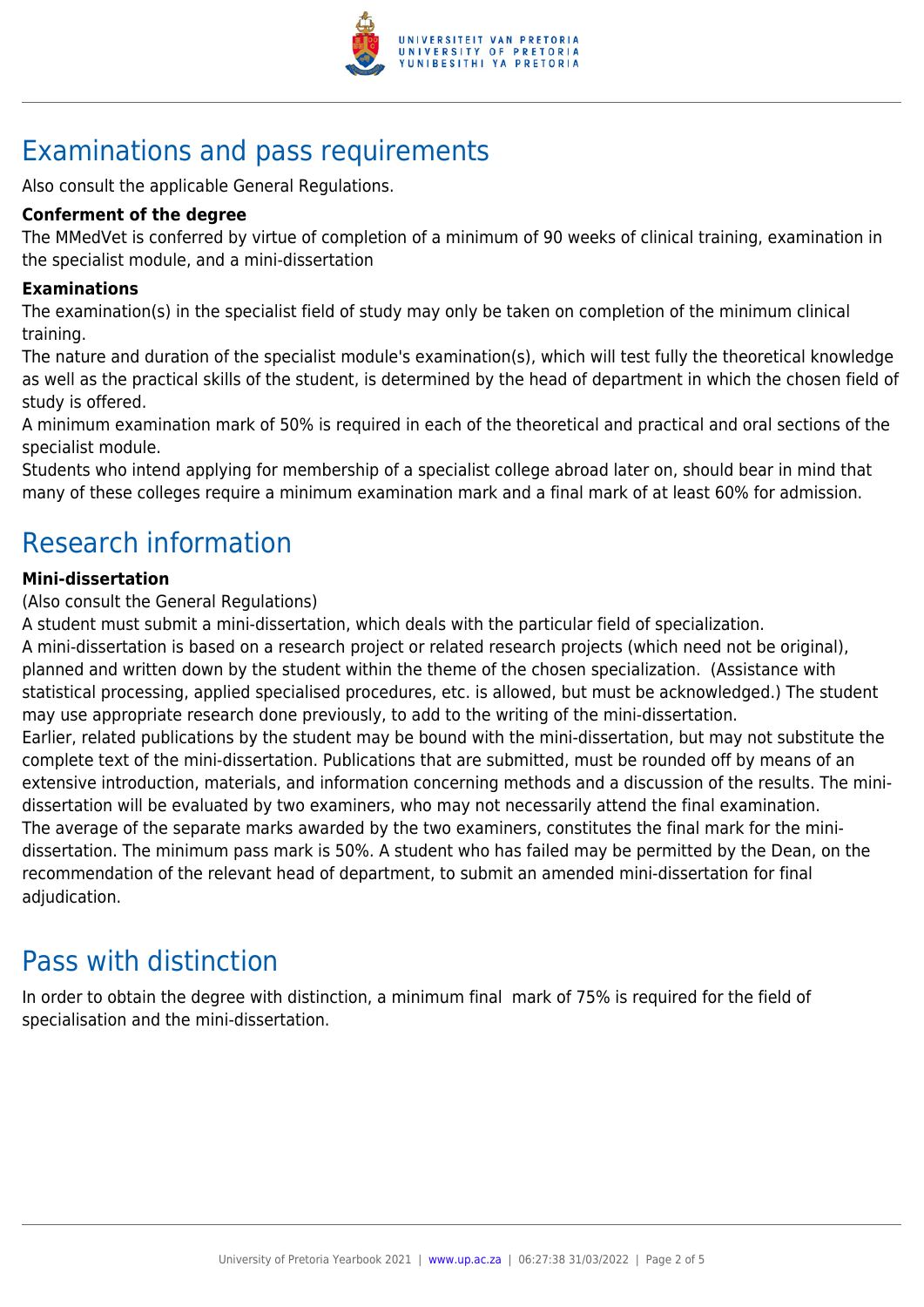# Examinations and pass requirements

Also consult the applicable General Regulations.

**Conferment of the degree**

The MMedVet is conferred by virtue of completion of a minimum of 90 weeks of clinical training, examination in the specialist module, and a mini-dissertation

**Examinations**

The examination(s) in the specialist field of study may only be taken on completion of the minimum clinical training.

The nature and duration of the specialist module's examination(s), which will test fully the theoretical knowledge as well as the practical skills of the student, is determined by the head of department in which the chosen field of study is offered.

A minimum examination mark of 50% is required in each of the theoretical and practical and oral sections of the specialist module.

Students who intend applying for membership of a specialist college abroad later on, should bear in mind that many of these colleges require a minimum examination mark and a final mark of at least 60% for admission.

# Research information

**Mini-dissertation**

(Also consult the General Regulations)

A student must submit a mini-dissertation, which deals with the particular field of specialization.

A mini-dissertation is based on a research project or related research projects (which need not be original), planned and written down by the student within the theme of the chosen specialization. (Assistance with statistical processing, applied specialised procedures, etc. is allowed, but must be acknowledged.) The student may use appropriate research done previously, to add to the writing of the mini-dissertation.

Earlier, related publications by the student may be bound with the mini-dissertation, but may not substitute the complete text of the mini-dissertation. Publications that are submitted, must be rounded off by means of an extensive introduction, materials, and information concerning methods and a discussion of the results. The mini-dissertation will be evaluated by two examiners, who may not necessarily attend the final examination.

The average of the separate marks awarded by the two examiners, constitutes the final mark for the mini-dissertation. The minimum pass mark is 50%. A student who has failed may be permitted by the Dean, on the recommendation of the relevant head of department, to submit an amended mini-dissertation for final adjudication.

# Pass with distinction

In order to obtain the degree with distinction, a minimum final mark of 75% is required for the field of specialisation and the mini-dissertation.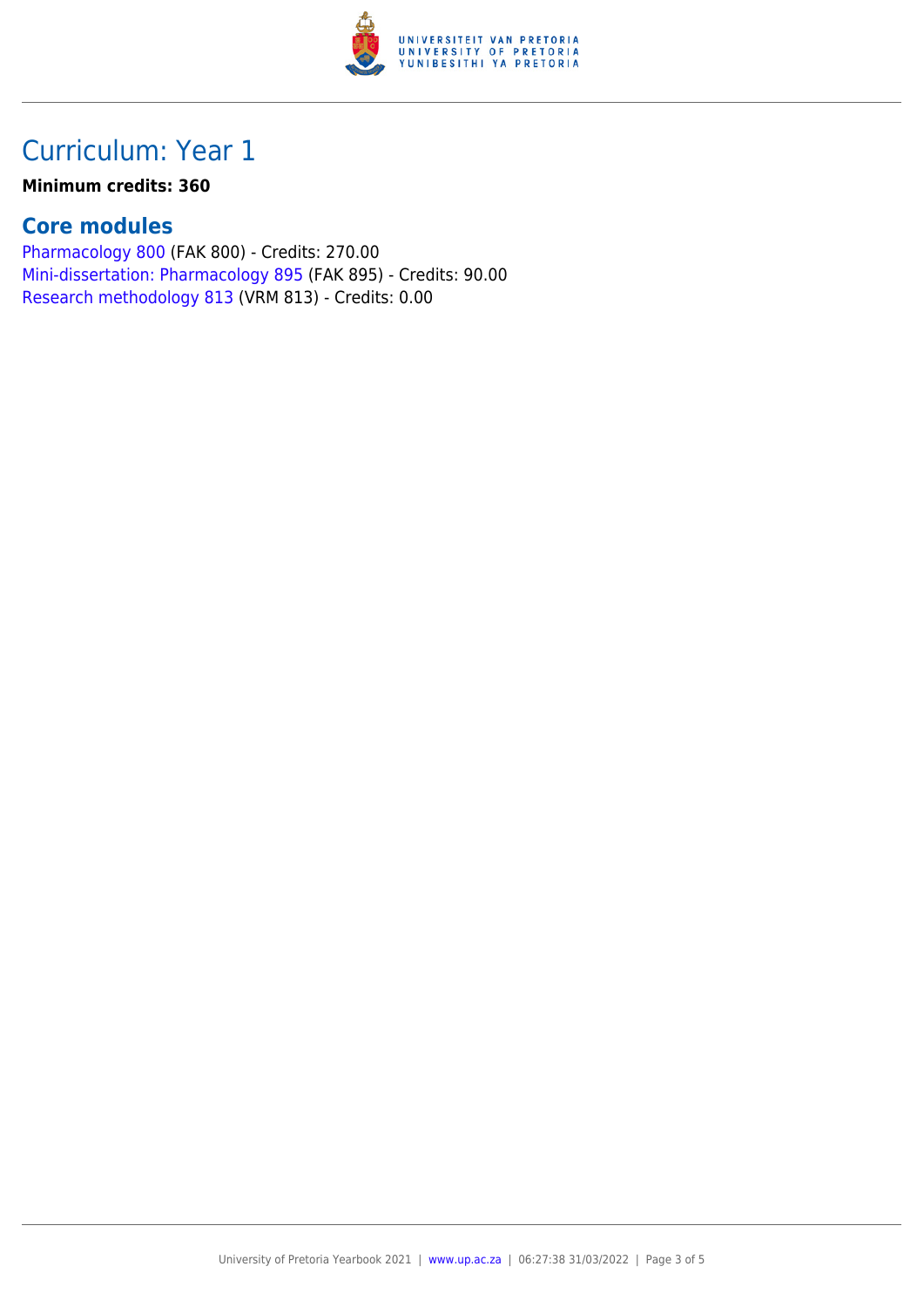## Curriculum: Year 1

**Minimum credits: 360**

### Core modules

Pharmacology 800 (FAK 800) - Credits: 270.00
Mini-dissertation: Pharmacology 895 (FAK 895) - Credits: 90.00
Research methodology 813 (VRM 813) - Credits: 0.00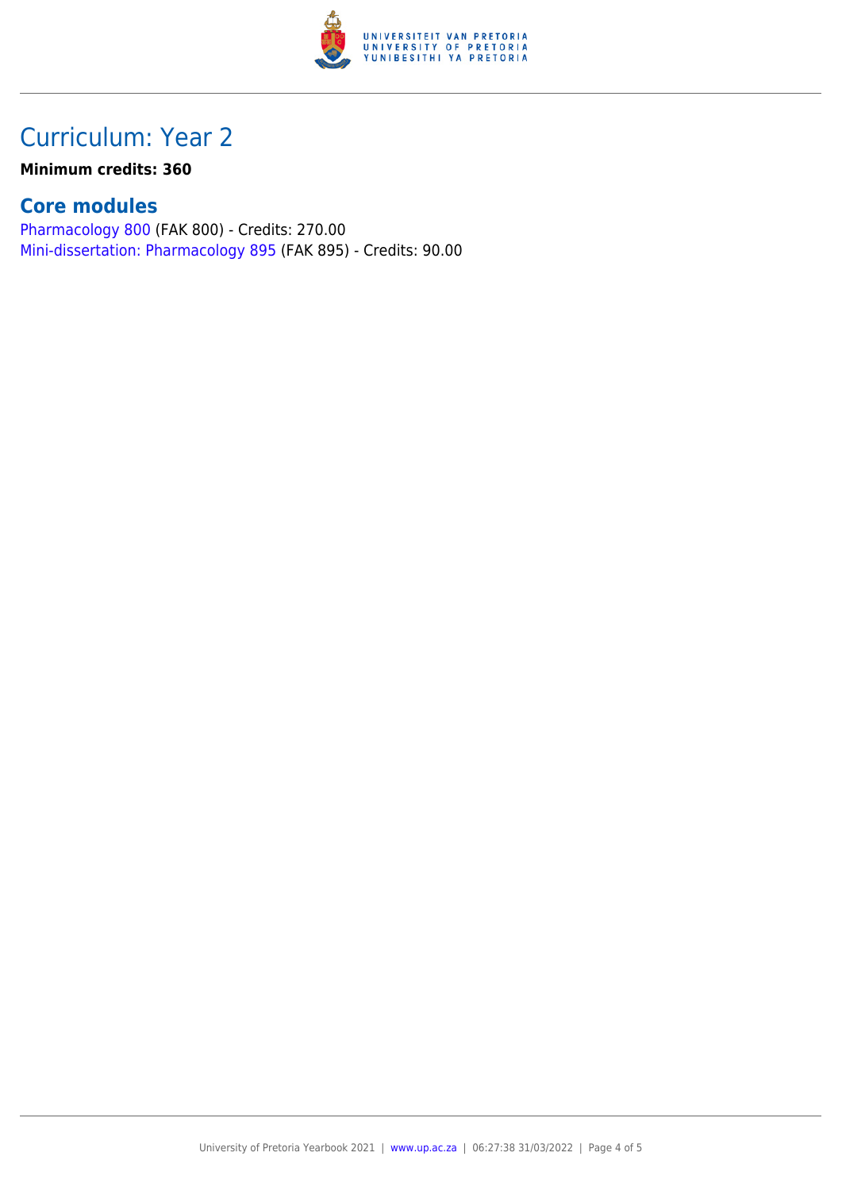# Curriculum: Year 2

**Minimum credits: 360**

## Core modules

Pharmacology 800 (FAK 800) - Credits: 270.00
Mini-dissertation: Pharmacology 895 (FAK 895) - Credits: 90.00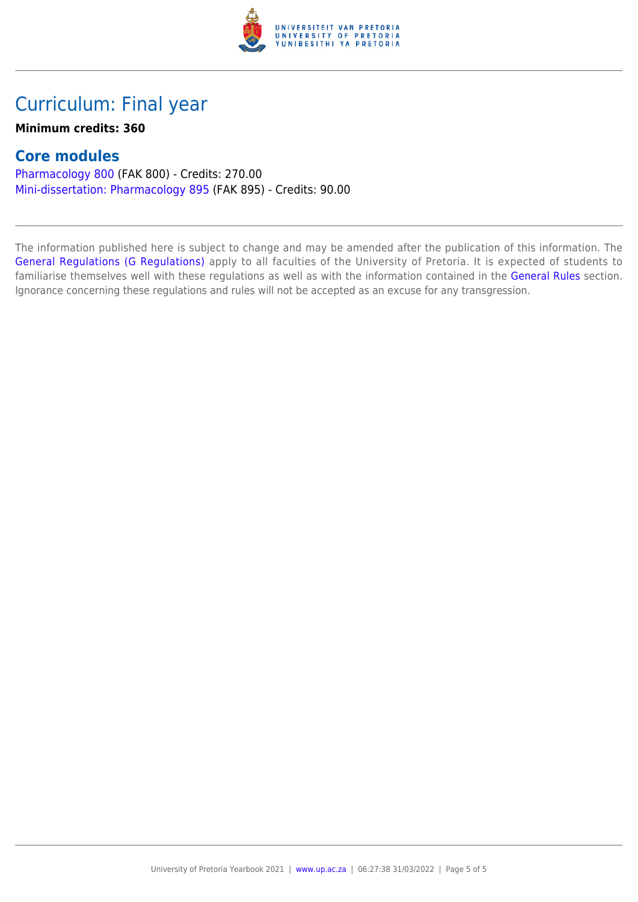# Curriculum: Final year

**Minimum credits: 360**

## Core modules

Pharmacology 800 (FAK 800) - Credits: 270.00
Mini-dissertation: Pharmacology 895 (FAK 895) - Credits: 90.00

The information published here is subject to change and may be amended after the publication of this information. The General Regulations (G Regulations) apply to all faculties of the University of Pretoria. It is expected of students to familiarise themselves well with these regulations as well as with the information contained in the General Rules section. Ignorance concerning these regulations and rules will not be accepted as an excuse for any transgression.